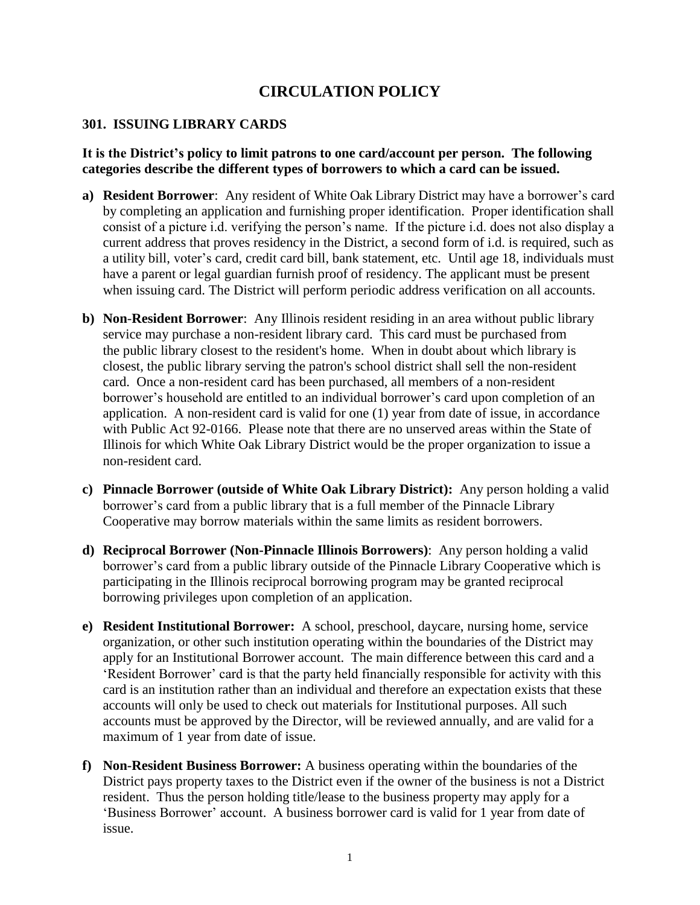# CIRCULATION POLICY

## 301. ISSUING LIBRARY CARDS

**It is the District's policy to limit patrons to one card/account per person. The following categories describe the different types of borrowers to which a card can be issued.**

**a) Resident Borrower**: Any resident of White Oak Library District may have a borrower's card by completing an application and furnishing proper identification. Proper identification shall consist of a picture i.d. verifying the person's name. If the picture i.d. does not also display a current address that proves residency in the District, a second form of i.d. is required, such as a utility bill, voter's card, credit card bill, bank statement, etc. Until age 18, individuals must have a parent or legal guardian furnish proof of residency. The applicant must be present when issuing card. The District will perform periodic address verification on all accounts.

**b) Non-Resident Borrower**: Any Illinois resident residing in an area without public library service may purchase a non-resident library card. This card must be purchased from the public library closest to the resident's home. When in doubt about which library is closest, the public library serving the patron's school district shall sell the non-resident card. Once a non-resident card has been purchased, all members of a non-resident borrower's household are entitled to an individual borrower's card upon completion of an application. A non-resident card is valid for one (1) year from date of issue, in accordance with Public Act 92-0166. Please note that there are no unserved areas within the State of Illinois for which White Oak Library District would be the proper organization to issue a non-resident card.

**c) Pinnacle Borrower (outside of White Oak Library District):** Any person holding a valid borrower's card from a public library that is a full member of the Pinnacle Library Cooperative may borrow materials within the same limits as resident borrowers.

**d) Reciprocal Borrower (Non-Pinnacle Illinois Borrowers)**: Any person holding a valid borrower's card from a public library outside of the Pinnacle Library Cooperative which is participating in the Illinois reciprocal borrowing program may be granted reciprocal borrowing privileges upon completion of an application.

**e) Resident Institutional Borrower:** A school, preschool, daycare, nursing home, service organization, or other such institution operating within the boundaries of the District may apply for an Institutional Borrower account. The main difference between this card and a 'Resident Borrower' card is that the party held financially responsible for activity with this card is an institution rather than an individual and therefore an expectation exists that these accounts will only be used to check out materials for Institutional purposes. All such accounts must be approved by the Director, will be reviewed annually, and are valid for a maximum of 1 year from date of issue.

**f) Non-Resident Business Borrower:** A business operating within the boundaries of the District pays property taxes to the District even if the owner of the business is not a District resident. Thus the person holding title/lease to the business property may apply for a 'Business Borrower' account. A business borrower card is valid for 1 year from date of issue.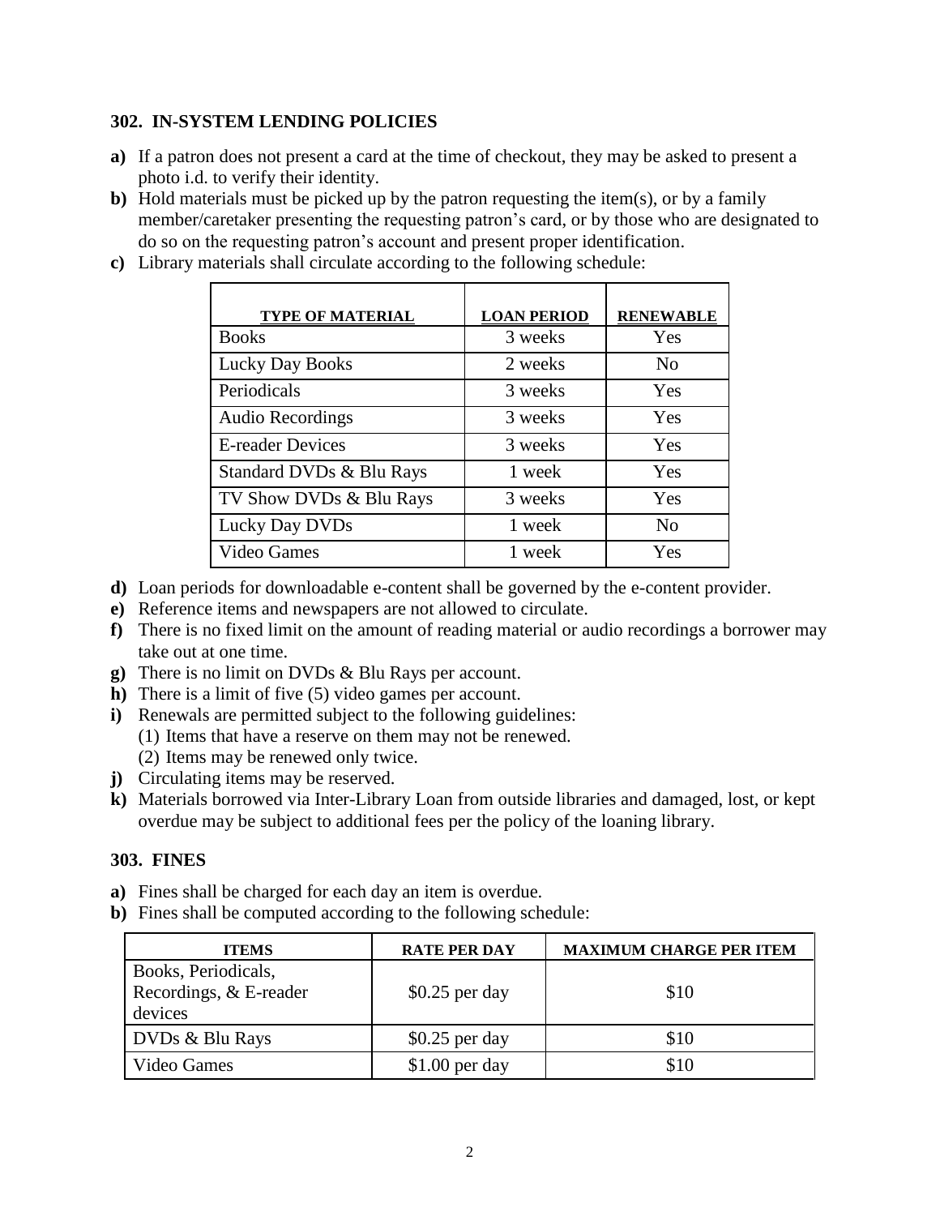### 302. IN-SYSTEM LENDING POLICIES

**a)** If a patron does not present a card at the time of checkout, they may be asked to present a photo i.d. to verify their identity.

**b)** Hold materials must be picked up by the patron requesting the item(s), or by a family member/caretaker presenting the requesting patron's card, or by those who are designated to do so on the requesting patron's account and present proper identification.

**c)** Library materials shall circulate according to the following schedule:

| TYPE OF MATERIAL | LOAN PERIOD | RENEWABLE |
|---|---|---|
| Books | 3 weeks | Yes |
| Lucky Day Books | 2 weeks | No |
| Periodicals | 3 weeks | Yes |
| Audio Recordings | 3 weeks | Yes |
| E-reader Devices | 3 weeks | Yes |
| Standard DVDs & Blu Rays | 1 week | Yes |
| TV Show DVDs & Blu Rays | 3 weeks | Yes |
| Lucky Day DVDs | 1 week | No |
| Video Games | 1 week | Yes |

**d)** Loan periods for downloadable e-content shall be governed by the e-content provider.

**e)** Reference items and newspapers are not allowed to circulate.

**f)** There is no fixed limit on the amount of reading material or audio recordings a borrower may take out at one time.

**g)** There is no limit on DVDs & Blu Rays per account.

**h)** There is a limit of five (5) video games per account.

**i)** Renewals are permitted subject to the following guidelines:
  (1) Items that have a reserve on them may not be renewed.
  (2) Items may be renewed only twice.

**j)** Circulating items may be reserved.

**k)** Materials borrowed via Inter-Library Loan from outside libraries and damaged, lost, or kept overdue may be subject to additional fees per the policy of the loaning library.

### 303. FINES

**a)** Fines shall be charged for each day an item is overdue.

**b)** Fines shall be computed according to the following schedule:

| ITEMS | RATE PER DAY | MAXIMUM CHARGE PER ITEM |
|---|---|---|
| Books, Periodicals, Recordings, & E-reader devices | $0.25 per day | $10 |
| DVDs & Blu Rays | $0.25 per day | $10 |
| Video Games | $1.00 per day | $10 |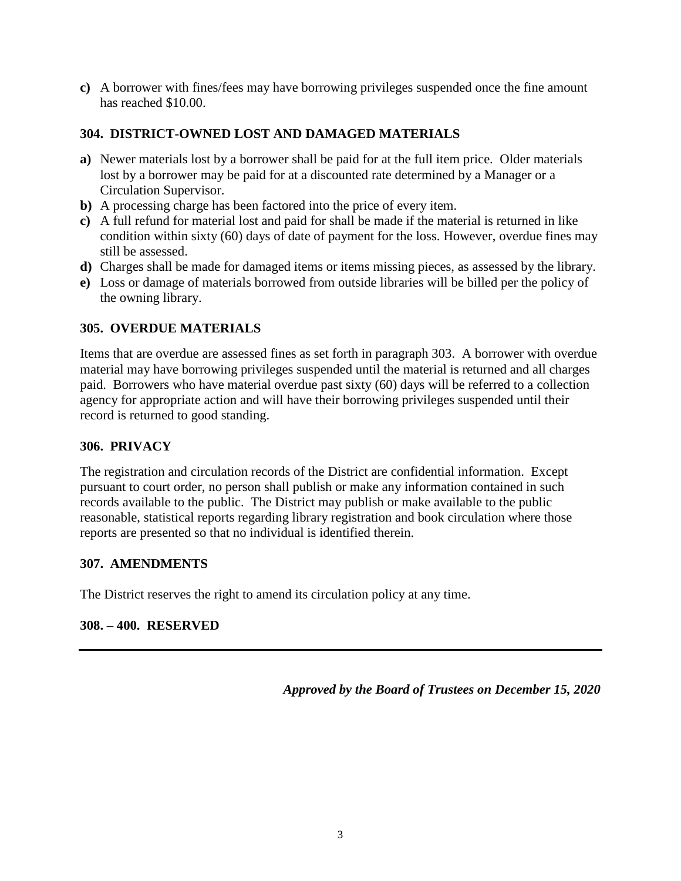**c)** A borrower with fines/fees may have borrowing privileges suspended once the fine amount has reached $10.00.

### 304. DISTRICT-OWNED LOST AND DAMAGED MATERIALS

**a)** Newer materials lost by a borrower shall be paid for at the full item price. Older materials lost by a borrower may be paid for at a discounted rate determined by a Manager or a Circulation Supervisor.

**b)** A processing charge has been factored into the price of every item.

**c)** A full refund for material lost and paid for shall be made if the material is returned in like condition within sixty (60) days of date of payment for the loss. However, overdue fines may still be assessed.

**d)** Charges shall be made for damaged items or items missing pieces, as assessed by the library.

**e)** Loss or damage of materials borrowed from outside libraries will be billed per the policy of the owning library.

### 305. OVERDUE MATERIALS

Items that are overdue are assessed fines as set forth in paragraph 303. A borrower with overdue material may have borrowing privileges suspended until the material is returned and all charges paid. Borrowers who have material overdue past sixty (60) days will be referred to a collection agency for appropriate action and will have their borrowing privileges suspended until their record is returned to good standing.

### 306. PRIVACY

The registration and circulation records of the District are confidential information. Except pursuant to court order, no person shall publish or make any information contained in such records available to the public. The District may publish or make available to the public reasonable, statistical reports regarding library registration and book circulation where those reports are presented so that no individual is identified therein.

### 307. AMENDMENTS

The District reserves the right to amend its circulation policy at any time.

### 308. – 400. RESERVED

---

***Approved by the Board of Trustees on December 15, 2020***